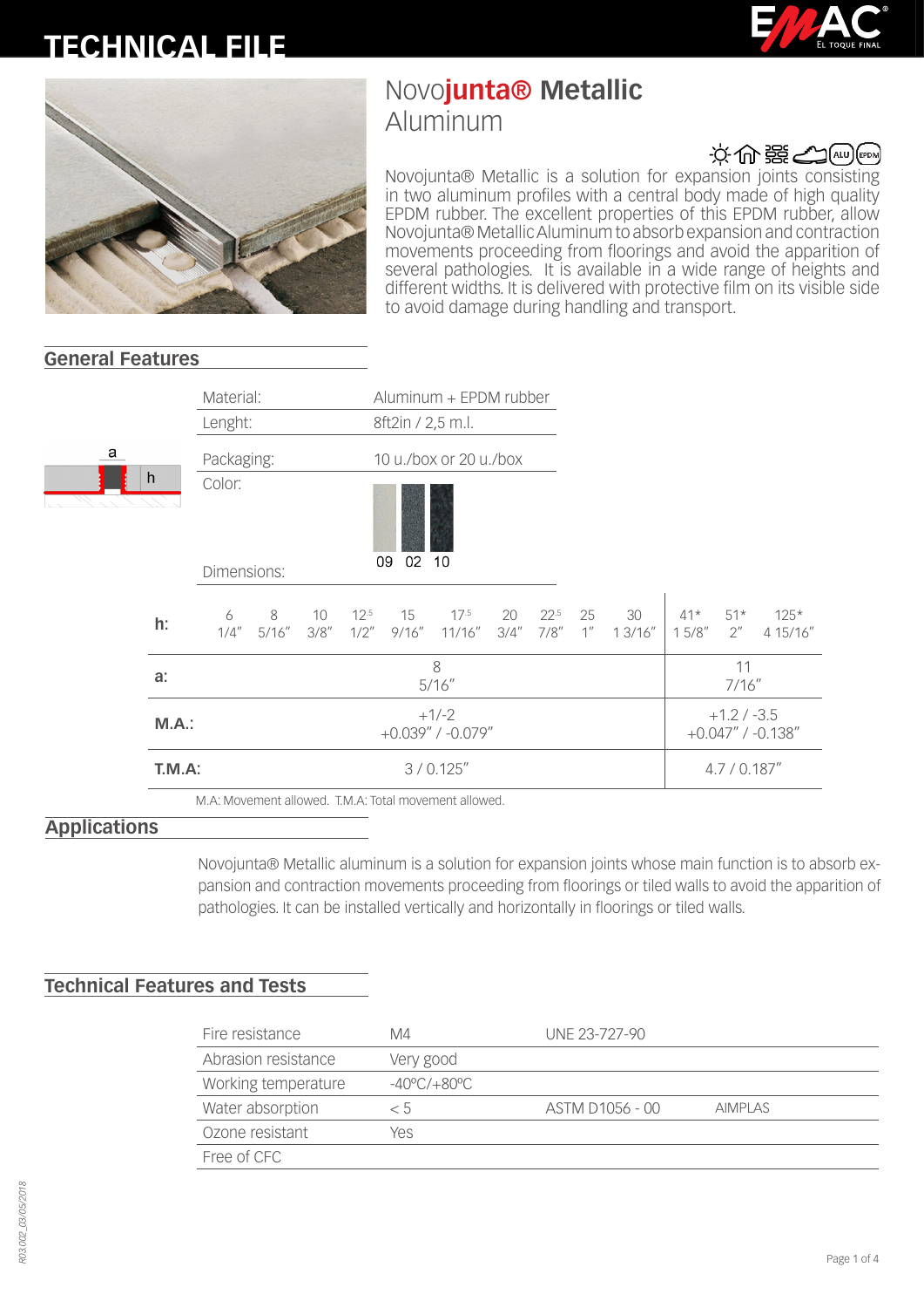# TECHNICAL FILE

## Novojunta® Metallic Aluminum

Novojunta® Metallic is a solution for expansion joints consisting in two aluminum profiles with a central body made of high quality EPDM rubber. The excellent properties of this EPDM rubber, allow Novojunta® Metallic Aluminum to absorb expansion and contraction movements proceeding from floorings and avoid the apparition of several pathologies. It is available in a wide range of heights and different widths. It is delivered with protective film on its visible side to avoid damage during handling and transport.

## General Features

| | |
|---|---|
| Material: | Aluminum + EPDM rubber |
| Lenght: | 8ft2in / 2,5 m.l. |
| Packaging: | 10 u./box or 20 u./box |
| Color: | 09 02 10 |
| Dimensions: | |

| | | | | | | | | | | | | | |
|---|---|---|---|---|---|---|---|---|---|---|---|---|---|
| **h:** | 6 1/4" | 8 5/16" | 10 3/8" | 12.5 1/2" | 15 9/16" | 17.5 11/16" | 20 3/4" | 22.5 7/8" | 25 1" | 30 1 3/16" | 41* 1 5/8" | 51* 2" | 125* 4 15/16" |
| **a:** | 8 5/16" | | | | | | | | | | 11 7/16" | | |
| **M.A.:** | +1/-2 +0.039" / -0.079" | | | | | | | | | | +1.2 / -3.5 +0.047" / -0.138" | | |
| **T.M.A:** | 3 / 0.125" | | | | | | | | | | 4.7 / 0.187" | | |

M.A: Movement allowed. T.M.A: Total movement allowed.

## Applications

Novojunta® Metallic aluminum is a solution for expansion joints whose main function is to absorb expansion and contraction movements proceeding from floorings or tiled walls to avoid the apparition of pathologies. It can be installed vertically and horizontally in floorings or tiled walls.

## Technical Features and Tests

| | | | |
|---|---|---|---|
| Fire resistance | M4 | UNE 23-727-90 | |
| Abrasion resistance | Very good | | |
| Working temperature | -40ºC/+80ºC | | |
| Water absorption | < 5 | ASTM D1056 - 00 | AIMPLAS |
| Ozone resistant | Yes | | |
| Free of CFC | | | |

R03.002_03/05/2018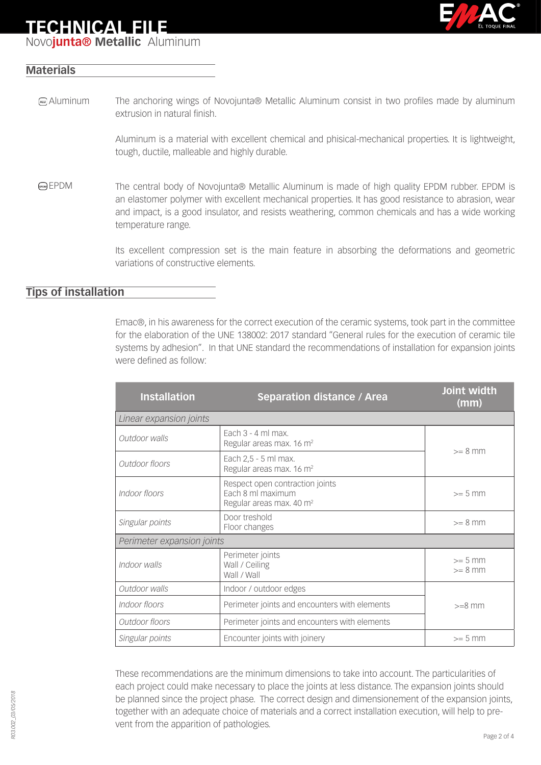# TECHNICAL FILE

Novo**junta® Metallic** Aluminum

## Materials

Aluminum

The anchoring wings of Novojunta® Metallic Aluminum consist in two profiles made by aluminum extrusion in natural finish.

Aluminum is a material with excellent chemical and phisical-mechanical properties. It is lightweight, tough, ductile, malleable and highly durable.

EPDM

The central body of Novojunta® Metallic Aluminum is made of high quality EPDM rubber. EPDM is an elastomer polymer with excellent mechanical properties. It has good resistance to abrasion, wear and impact, is a good insulator, and resists weathering, common chemicals and has a wide working temperature range.

Its excellent compression set is the main feature in absorbing the deformations and geometric variations of constructive elements.

## Tips of installation

Emac®, in his awareness for the correct execution of the ceramic systems, took part in the committee for the elaboration of the UNE 138002: 2017 standard "General rules for the execution of ceramic tile systems by adhesion". In that UNE standard the recommendations of installation for expansion joints were defined as follow:

| Installation | Separation distance / Area | Joint width (mm) |
|---|---|---|
| *Linear expansion joints* | | |
| *Outdoor walls* | Each 3 - 4 ml max.<br>Regular areas max. 16 m² | >= 8 mm |
| *Outdoor floors* | Each 2,5 - 5 ml max.<br>Regular areas max. 16 m² | |
| *Indoor floors* | Respect open contraction joints<br>Each 8 ml maximum<br>Regular areas max. 40 m² | >= 5 mm |
| *Singular points* | Door treshold<br>Floor changes | >= 8 mm |
| *Perimeter expansion joints* | | |
| *Indoor walls* | Perimeter joints<br>Wall / Ceiling<br>Wall / Wall | >= 5 mm<br>>= 8 mm |
| *Outdoor walls* | Indoor / outdoor edges | >=8 mm |
| *Indoor floors* | Perimeter joints and encounters with elements | |
| *Outdoor floors* | Perimeter joints and encounters with elements | |
| *Singular points* | Encounter joints with joinery | >= 5 mm |

These recommendations are the minimum dimensions to take into account. The particularities of each project could make necessary to place the joints at less distance. The expansion joints should be planned since the project phase. The correct design and dimensionement of the expansion joints, together with an adequate choice of materials and a correct installation execution, will help to pre-vent from the apparition of pathologies.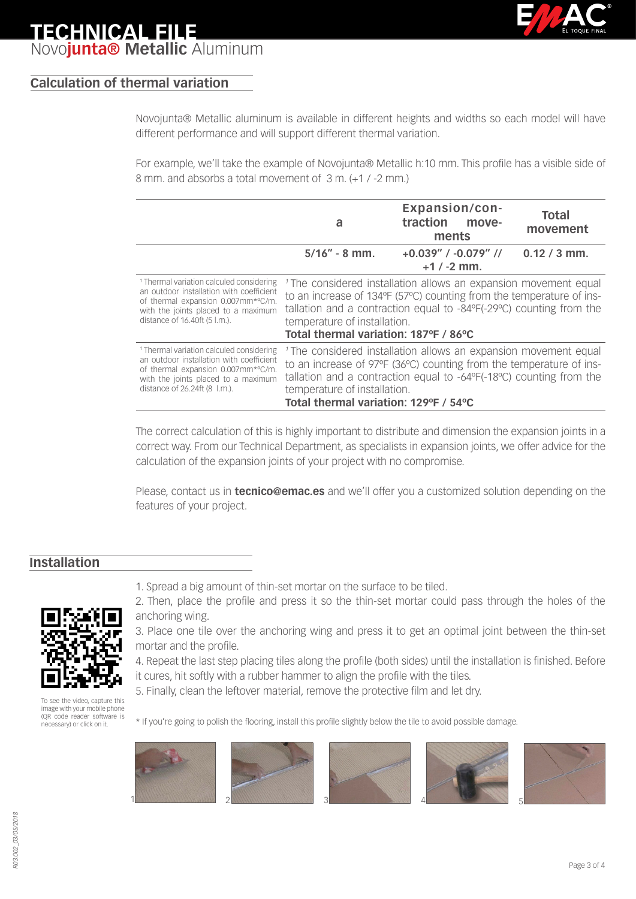# TECHNICAL FILE

Novo**junta®** **Metallic** Aluminum

## Calculation of thermal variation

Novojunta® Metallic aluminum is available in different heights and widths so each model will have different performance and will support different thermal variation.

For example, we'll take the example of Novojunta® Metallic h:10 mm. This profile has a visible side of 8 mm. and absorbs a total movement of 3 m. (+1 / -2 mm.)

| | a | Expansion/contraction movements | Total movement |
|---|---|---|---|
| | 5/16" - 8 mm. | +0.039" / -0.079" // +1 / -2 mm. | 0.12 / 3 mm. |
| [1] Thermal variation calculed considering an outdoor installation with coefficient of thermal expansion 0.007mm*ºC/m. with the joints placed to a maximum distance of 16.40ft (5 l.m.). | [1] The considered installation allows an expansion movement equal to an increase of 134ºF (57ºC) counting from the temperature of installation and a contraction equal to -84ºF(-29ºC) counting from the temperature of installation. **Total thermal variation: 187ºF / 86ºC** | | |
| [1] Thermal variation calculed considering an outdoor installation with coefficient of thermal expansion 0.007mm*ºC/m. with the joints placed to a maximum distance of 26.24ft (8 l.m.). | [1] The considered installation allows an expansion movement equal to an increase of 97ºF (36ºC) counting from the temperature of installation and a contraction equal to -64ºF(-18ºC) counting from the temperature of installation. **Total thermal variation: 129ºF / 54ºC** | | |

The correct calculation of this is highly important to distribute and dimension the expansion joints in a correct way. From our Technical Department, as specialists in expansion joints, we offer advice for the calculation of the expansion joints of your project with no compromise.

Please, contact us in **tecnico@emac.es** and we'll offer you a customized solution depending on the features of your project.

## Installation

To see the video, capture this image with your mobile phone (QR code reader software is necessary) or click on it.

1. Spread a big amount of thin-set mortar on the surface to be tiled.
2. Then, place the profile and press it so the thin-set mortar could pass through the holes of the anchoring wing.
3. Place one tile over the anchoring wing and press it to get an optimal joint between the thin-set mortar and the profile.
4. Repeat the last step placing tiles along the profile (both sides) until the installation is finished. Before it cures, hit softly with a rubber hammer to align the profile with the tiles.
5. Finally, clean the leftover material, remove the protective film and let dry.

\* If you're going to polish the flooring, install this profile slightly below the tile to avoid possible damage.

1 2 3 4 5

R03.002_03/05/2018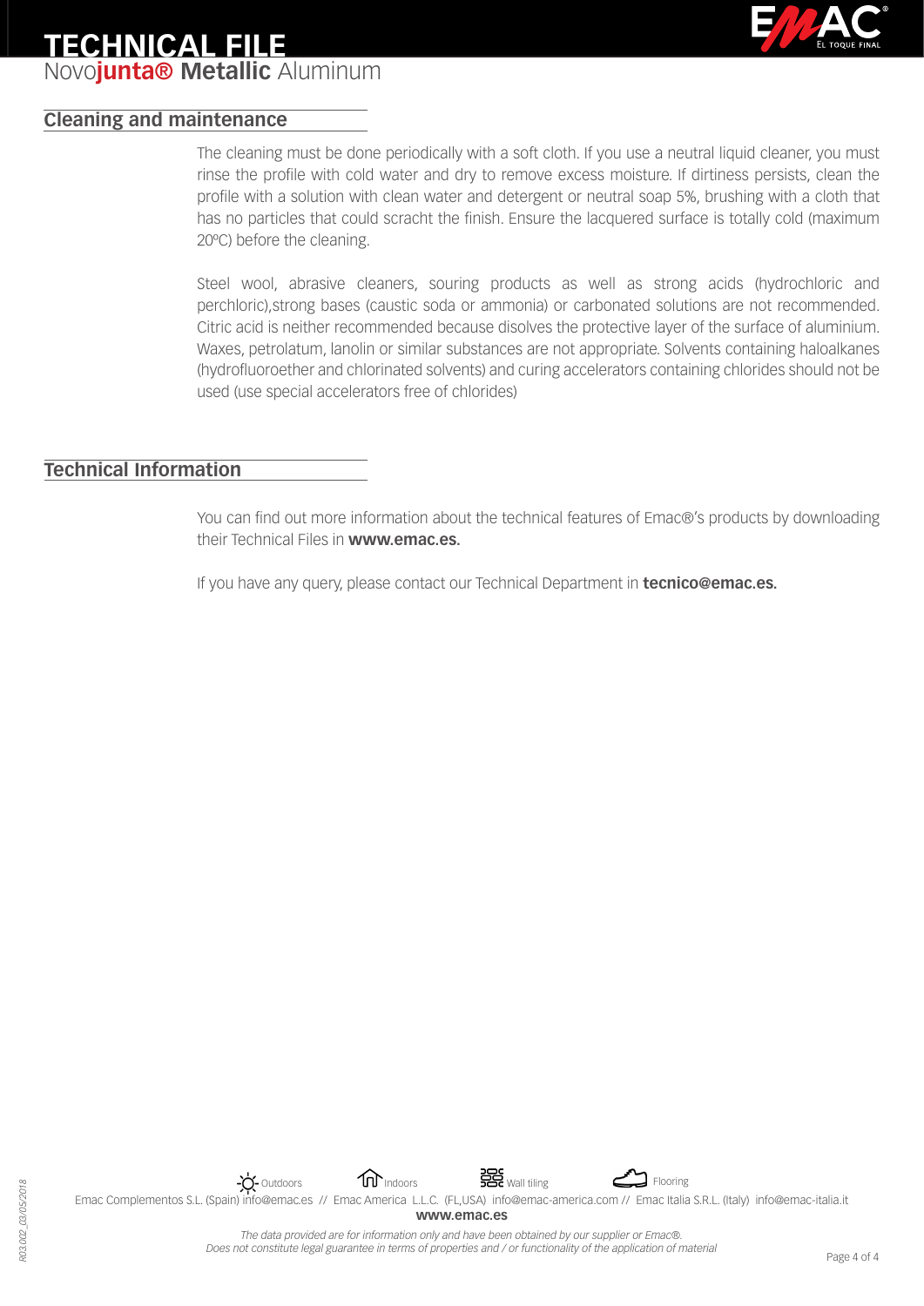## Cleaning and maintenance

The cleaning must be done periodically with a soft cloth. If you use a neutral liquid cleaner, you must rinse the profile with cold water and dry to remove excess moisture. If dirtiness persists, clean the profile with a solution with clean water and detergent or neutral soap 5%, brushing with a cloth that has no particles that could scracht the finish. Ensure the lacquered surface is totally cold (maximum 20ºC) before the cleaning.

Steel wool, abrasive cleaners, souring products as well as strong acids (hydrochloric and perchloric),strong bases (caustic soda or ammonia) or carbonated solutions are not recommended. Citric acid is neither recommended because disolves the protective layer of the surface of aluminium. Waxes, petrolatum, lanolin or similar substances are not appropriate. Solvents containing haloalkanes (hydrofluoroether and chlorinated solvents) and curing accelerators containing chlorides should not be used (use special accelerators free of chlorides)

## Technical Information

You can find out more information about the technical features of Emac®'s products by downloading their Technical Files in **www.emac.es.**

If you have any query, please contact our Technical Department in **tecnico@emac.es.**